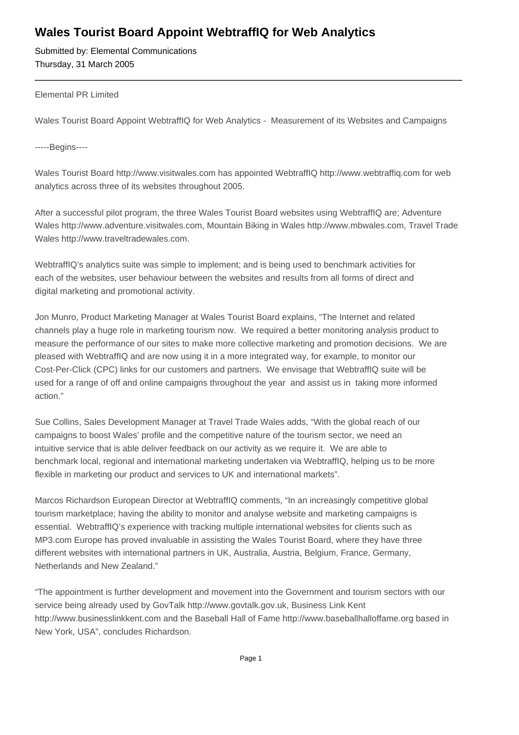# Wales Tourist Board Appoint WebtraffIQ for Web Analytics

Submitted by: Elemental Communications
Thursday, 31 March 2005

---

Elemental PR Limited

Wales Tourist Board Appoint WebtraffIQ for Web Analytics - Measurement of its Websites and Campaigns

-----Begins----

Wales Tourist Board http://www.visitwales.com has appointed WebtraffIQ http://www.webtraffiq.com for web analytics across three of its websites throughout 2005.

After a successful pilot program, the three Wales Tourist Board websites using WebtraffIQ are; Adventure Wales http://www.adventure.visitwales.com, Mountain Biking in Wales http://www.mbwales.com, Travel Trade Wales http://www.traveltradewales.com.

WebtraffIQ's analytics suite was simple to implement; and is being used to benchmark activities for each of the websites, user behaviour between the websites and results from all forms of direct and digital marketing and promotional activity.

Jon Munro, Product Marketing Manager at Wales Tourist Board explains, "The Internet and related channels play a huge role in marketing tourism now. We required a better monitoring analysis product to measure the performance of our sites to make more collective marketing and promotion decisions. We are pleased with WebtraffIQ and are now using it in a more integrated way, for example, to monitor our Cost-Per-Click (CPC) links for our customers and partners. We envisage that WebtraffIQ suite will be used for a range of off and online campaigns throughout the year and assist us in taking more informed action."

Sue Collins, Sales Development Manager at Travel Trade Wales adds, "With the global reach of our campaigns to boost Wales' profile and the competitive nature of the tourism sector, we need an intuitive service that is able deliver feedback on our activity as we require it. We are able to benchmark local, regional and international marketing undertaken via WebtraffIQ, helping us to be more flexible in marketing our product and services to UK and international markets".

Marcos Richardson European Director at WebtraffIQ comments, "In an increasingly competitive global tourism marketplace; having the ability to monitor and analyse website and marketing campaigns is essential. WebtraffIQ's experience with tracking multiple international websites for clients such as MP3.com Europe has proved invaluable in assisting the Wales Tourist Board, where they have three different websites with international partners in UK, Australia, Austria, Belgium, France, Germany, Netherlands and New Zealand."

"The appointment is further development and movement into the Government and tourism sectors with our service being already used by GovTalk http://www.govtalk.gov.uk, Business Link Kent http://www.businesslinkkent.com and the Baseball Hall of Fame http://www.baseballhalloffame.org based in New York, USA", concludes Richardson.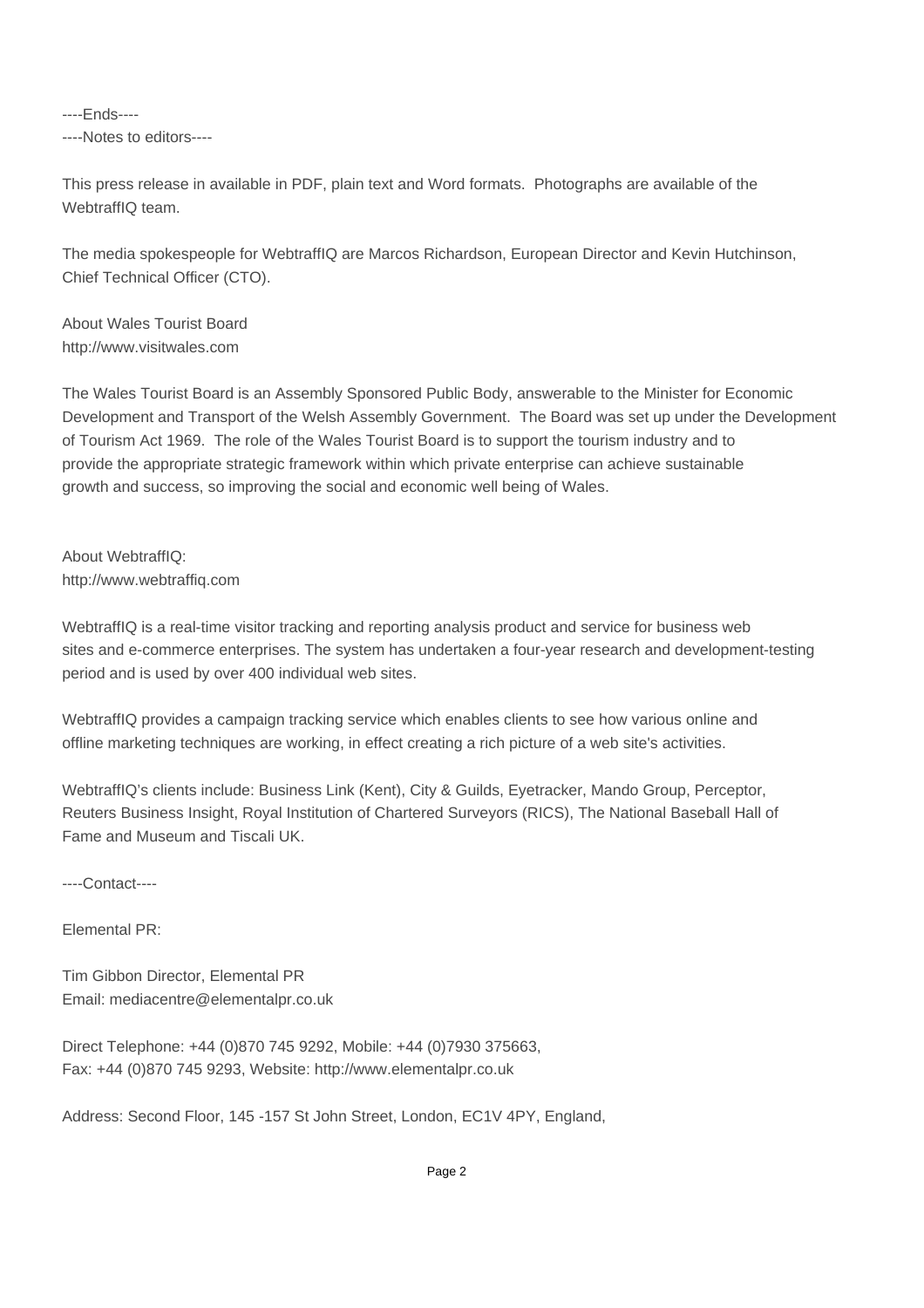----Ends----
----Notes to editors----

This press release in available in PDF, plain text and Word formats.  Photographs are available of the WebtraffIQ team.

The media spokespeople for WebtraffIQ are Marcos Richardson, European Director and Kevin Hutchinson, Chief Technical Officer (CTO).

About Wales Tourist Board
http://www.visitwales.com

The Wales Tourist Board is an Assembly Sponsored Public Body, answerable to the Minister for Economic Development and Transport of the Welsh Assembly Government.  The Board was set up under the Development of Tourism Act 1969.  The role of the Wales Tourist Board is to support the tourism industry and to provide the appropriate strategic framework within which private enterprise can achieve sustainable growth and success, so improving the social and economic well being of Wales.

About WebtraffIQ:
http://www.webtraffiq.com

WebtraffIQ is a real-time visitor tracking and reporting analysis product and service for business web sites and e-commerce enterprises. The system has undertaken a four-year research and development-testing period and is used by over 400 individual web sites.

WebtraffIQ provides a campaign tracking service which enables clients to see how various online and offline marketing techniques are working, in effect creating a rich picture of a web site's activities.

WebtraffIQ's clients include: Business Link (Kent), City & Guilds, Eyetracker, Mando Group, Perceptor, Reuters Business Insight, Royal Institution of Chartered Surveyors (RICS), The National Baseball Hall of Fame and Museum and Tiscali UK.

----Contact----

Elemental PR:

Tim Gibbon Director, Elemental PR
Email: mediacentre@elementalpr.co.uk

Direct Telephone: +44 (0)870 745 9292, Mobile: +44 (0)7930 375663,
Fax: +44 (0)870 745 9293, Website: http://www.elementalpr.co.uk

Address: Second Floor, 145 -157 St John Street, London, EC1V 4PY, England,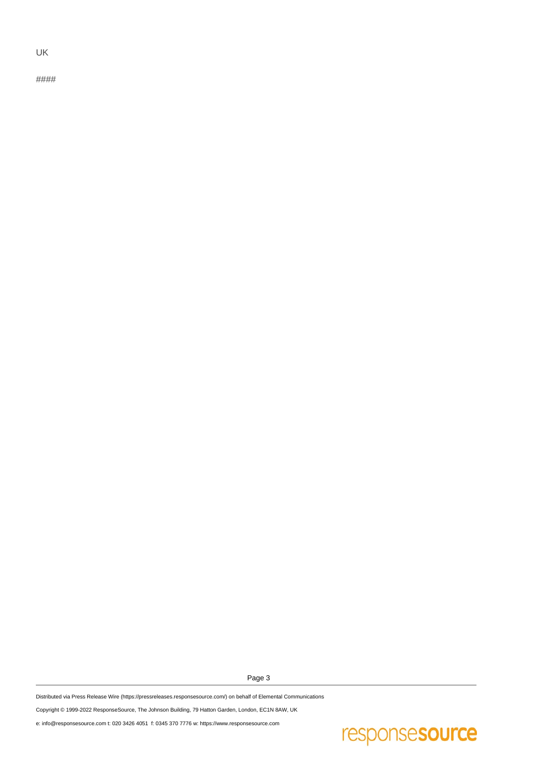UK

####